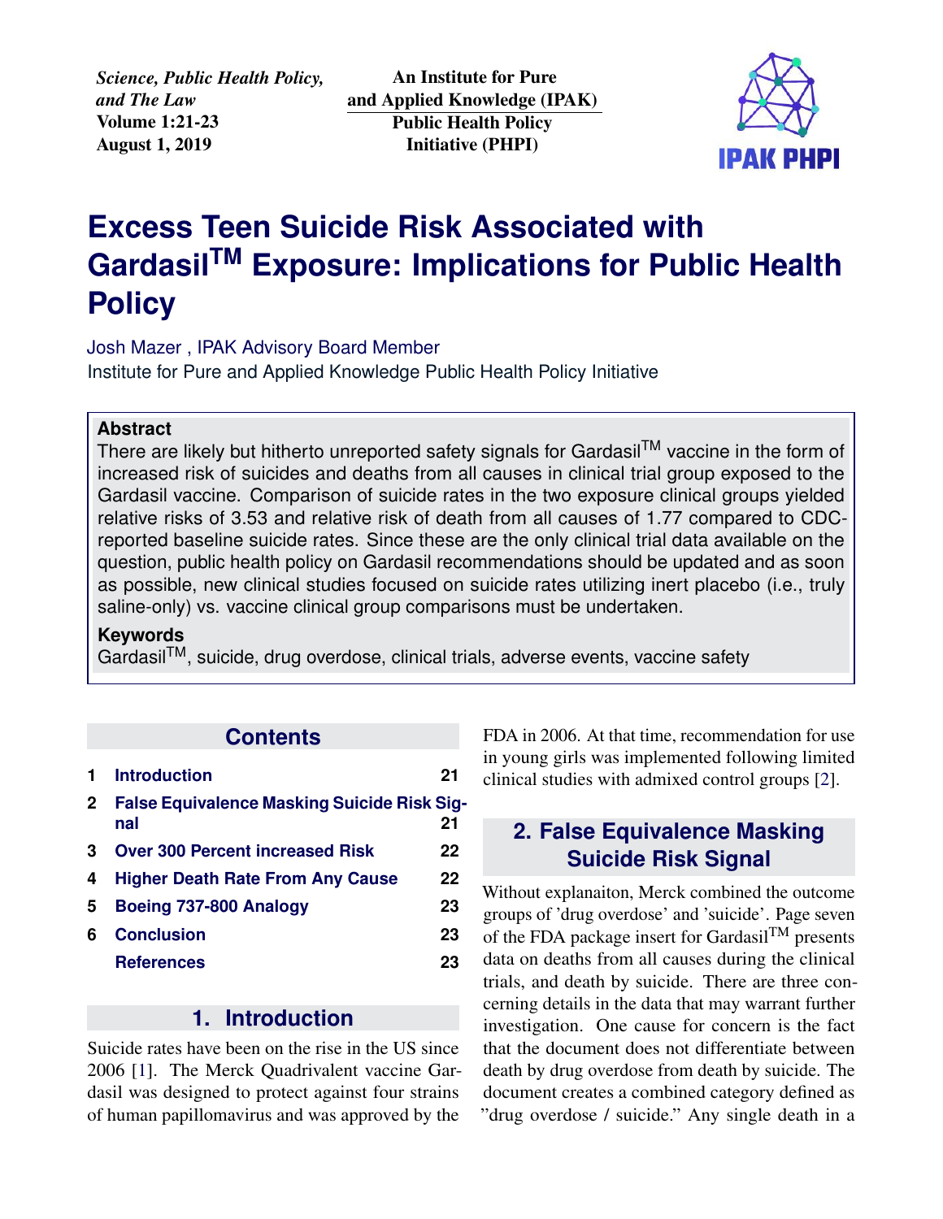*Science, Public Health Policy, and The Law*
**Volume 1:21-23**
**August 1, 2019**

**An Institute for Pure and Applied Knowledge (IPAK)**
**Public Health Policy Initiative (PHPI)**

# Excess Teen Suicide Risk Associated with Gardasil™ Exposure: Implications for Public Health Policy

Josh Mazer , IPAK Advisory Board Member
Institute for Pure and Applied Knowledge Public Health Policy Initiative

**Abstract**

There are likely but hitherto unreported safety signals for Gardasil™ vaccine in the form of increased risk of suicides and deaths from all causes in clinical trial group exposed to the Gardasil vaccine. Comparison of suicide rates in the two exposure clinical groups yielded relative risks of 3.53 and relative risk of death from all causes of 1.77 compared to CDC-reported baseline suicide rates. Since these are the only clinical trial data available on the question, public health policy on Gardasil recommendations should be updated and as soon as possible, new clinical studies focused on suicide rates utilizing inert placebo (i.e., truly saline-only) vs. vaccine clinical group comparisons must be undertaken.

**Keywords**

Gardasil™, suicide, drug overdose, clinical trials, adverse events, vaccine safety

## Contents

| | | |
|---|---|---|
| 1 | Introduction | 21 |
| 2 | False Equivalence Masking Suicide Risk Signal | 21 |
| 3 | Over 300 Percent increased Risk | 22 |
| 4 | Higher Death Rate From Any Cause | 22 |
| 5 | Boeing 737-800 Analogy | 23 |
| 6 | Conclusion | 23 |
| | References | 23 |

## 1. Introduction

Suicide rates have been on the rise in the US since 2006 [1]. The Merck Quadrivalent vaccine Gardasil was designed to protect against four strains of human papillomavirus and was approved by the FDA in 2006. At that time, recommendation for use in young girls was implemented following limited clinical studies with admixed control groups [2].

## 2. False Equivalence Masking Suicide Risk Signal

Without explanaiton, Merck combined the outcome groups of 'drug overdose' and 'suicide'. Page seven of the FDA package insert for Gardasil™ presents data on deaths from all causes during the clinical trials, and death by suicide. There are three concerning details in the data that may warrant further investigation. One cause for concern is the fact that the document does not differentiate between death by drug overdose from death by suicide. The document creates a combined category defined as "drug overdose / suicide." Any single death in a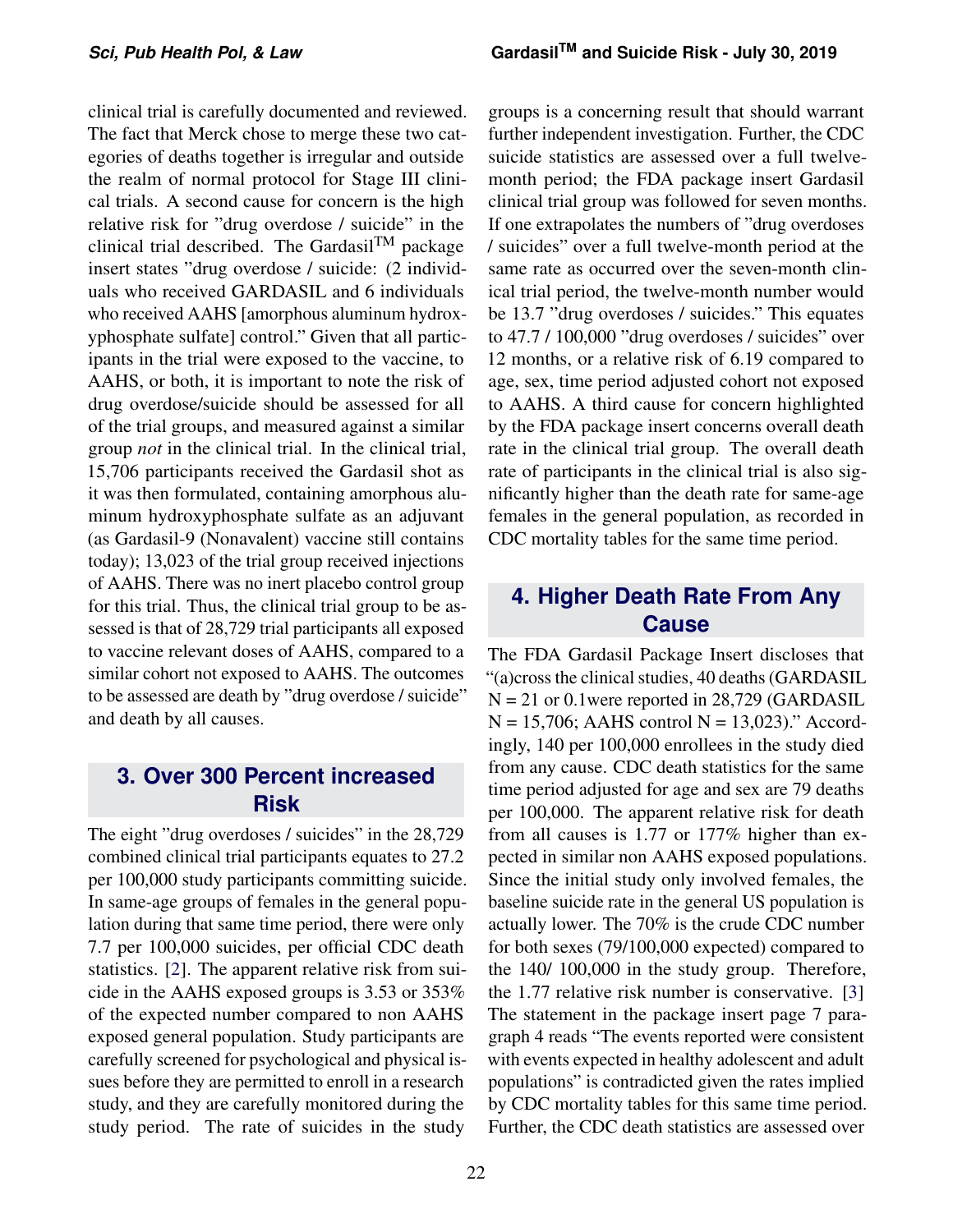clinical trial is carefully documented and reviewed. The fact that Merck chose to merge these two categories of deaths together is irregular and outside the realm of normal protocol for Stage III clinical trials. A second cause for concern is the high relative risk for "drug overdose / suicide" in the clinical trial described. The Gardasil™ package insert states "drug overdose / suicide: (2 individuals who received GARDASIL and 6 individuals who received AAHS [amorphous aluminum hydroxyphosphate sulfate] control." Given that all participants in the trial were exposed to the vaccine, to AAHS, or both, it is important to note the risk of drug overdose/suicide should be assessed for all of the trial groups, and measured against a similar group *not* in the clinical trial. In the clinical trial, 15,706 participants received the Gardasil shot as it was then formulated, containing amorphous aluminum hydroxyphosphate sulfate as an adjuvant (as Gardasil-9 (Nonavalent) vaccine still contains today); 13,023 of the trial group received injections of AAHS. There was no inert placebo control group for this trial. Thus, the clinical trial group to be assessed is that of 28,729 trial participants all exposed to vaccine relevant doses of AAHS, compared to a similar cohort not exposed to AAHS. The outcomes to be assessed are death by "drug overdose / suicide" and death by all causes.

## 3. Over 300 Percent increased Risk

The eight "drug overdoses / suicides" in the 28,729 combined clinical trial participants equates to 27.2 per 100,000 study participants committing suicide. In same-age groups of females in the general population during that same time period, there were only 7.7 per 100,000 suicides, per official CDC death statistics. [2]. The apparent relative risk from suicide in the AAHS exposed groups is 3.53 or 353% of the expected number compared to non AAHS exposed general population. Study participants are carefully screened for psychological and physical issues before they are permitted to enroll in a research study, and they are carefully monitored during the study period. The rate of suicides in the study groups is a concerning result that should warrant further independent investigation. Further, the CDC suicide statistics are assessed over a full twelve-month period; the FDA package insert Gardasil clinical trial group was followed for seven months. If one extrapolates the numbers of "drug overdoses / suicides" over a full twelve-month period at the same rate as occurred over the seven-month clinical trial period, the twelve-month number would be 13.7 "drug overdoses / suicides." This equates to 47.7 / 100,000 "drug overdoses / suicides" over 12 months, or a relative risk of 6.19 compared to age, sex, time period adjusted cohort not exposed to AAHS. A third cause for concern highlighted by the FDA package insert concerns overall death rate in the clinical trial group. The overall death rate of participants in the clinical trial is also significantly higher than the death rate for same-age females in the general population, as recorded in CDC mortality tables for the same time period.

## 4. Higher Death Rate From Any Cause

The FDA Gardasil Package Insert discloses that "(a)cross the clinical studies, 40 deaths (GARDASIL N = 21 or 0.1were reported in 28,729 (GARDASIL N = 15,706; AAHS control N = 13,023)." Accordingly, 140 per 100,000 enrollees in the study died from any cause. CDC death statistics for the same time period adjusted for age and sex are 79 deaths per 100,000. The apparent relative risk for death from all causes is 1.77 or 177% higher than expected in similar non AAHS exposed populations. Since the initial study only involved females, the baseline suicide rate in the general US population is actually lower. The 70% is the crude CDC number for both sexes (79/100,000 expected) compared to the 140/ 100,000 in the study group. Therefore, the 1.77 relative risk number is conservative. [3] The statement in the package insert page 7 paragraph 4 reads "The events reported were consistent with events expected in healthy adolescent and adult populations" is contradicted given the rates implied by CDC mortality tables for this same time period. Further, the CDC death statistics are assessed over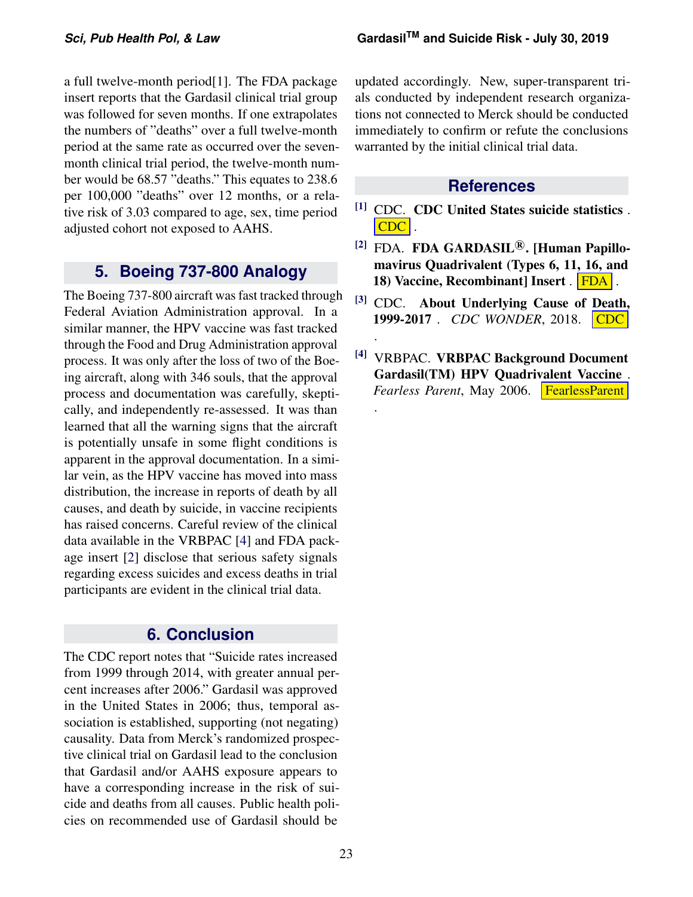a full twelve-month period[1]. The FDA package insert reports that the Gardasil clinical trial group was followed for seven months. If one extrapolates the numbers of "deaths" over a full twelve-month period at the same rate as occurred over the seven-month clinical trial period, the twelve-month number would be 68.57 "deaths." This equates to 238.6 per 100,000 "deaths" over 12 months, or a relative risk of 3.03 compared to age, sex, time period adjusted cohort not exposed to AAHS.

## 5. Boeing 737-800 Analogy

The Boeing 737-800 aircraft was fast tracked through Federal Aviation Administration approval. In a similar manner, the HPV vaccine was fast tracked through the Food and Drug Administration approval process. It was only after the loss of two of the Boeing aircraft, along with 346 souls, that the approval process and documentation was carefully, skeptically, and independently re-assessed. It was than learned that all the warning signs that the aircraft is potentially unsafe in some flight conditions is apparent in the approval documentation. In a similar vein, as the HPV vaccine has moved into mass distribution, the increase in reports of death by all causes, and death by suicide, in vaccine recipients has raised concerns. Careful review of the clinical data available in the VRBPAC [4] and FDA package insert [2] disclose that serious safety signals regarding excess suicides and excess deaths in trial participants are evident in the clinical trial data.

## 6. Conclusion

The CDC report notes that "Suicide rates increased from 1999 through 2014, with greater annual percent increases after 2006." Gardasil was approved in the United States in 2006; thus, temporal association is established, supporting (not negating) causality. Data from Merck's randomized prospective clinical trial on Gardasil lead to the conclusion that Gardasil and/or AAHS exposure appears to have a corresponding increase in the risk of suicide and deaths from all causes. Public health policies on recommended use of Gardasil should be updated accordingly. New, super-transparent trials conducted by independent research organizations not connected to Merck should be conducted immediately to confirm or refute the conclusions warranted by the initial clinical trial data.

## References

[1] CDC. **CDC United States suicide statistics** . CDC .

[2] FDA. **FDA GARDASIL®. [Human Papillomavirus Quadrivalent (Types 6, 11, 16, and 18) Vaccine, Recombinant] Insert** . FDA .

[3] CDC. **About Underlying Cause of Death, 1999-2017** . *CDC WONDER*, 2018. CDC .

[4] VRBPAC. **VRBPAC Background Document Gardasil(TM) HPV Quadrivalent Vaccine** . *Fearless Parent*, May 2006. FearlessParent .